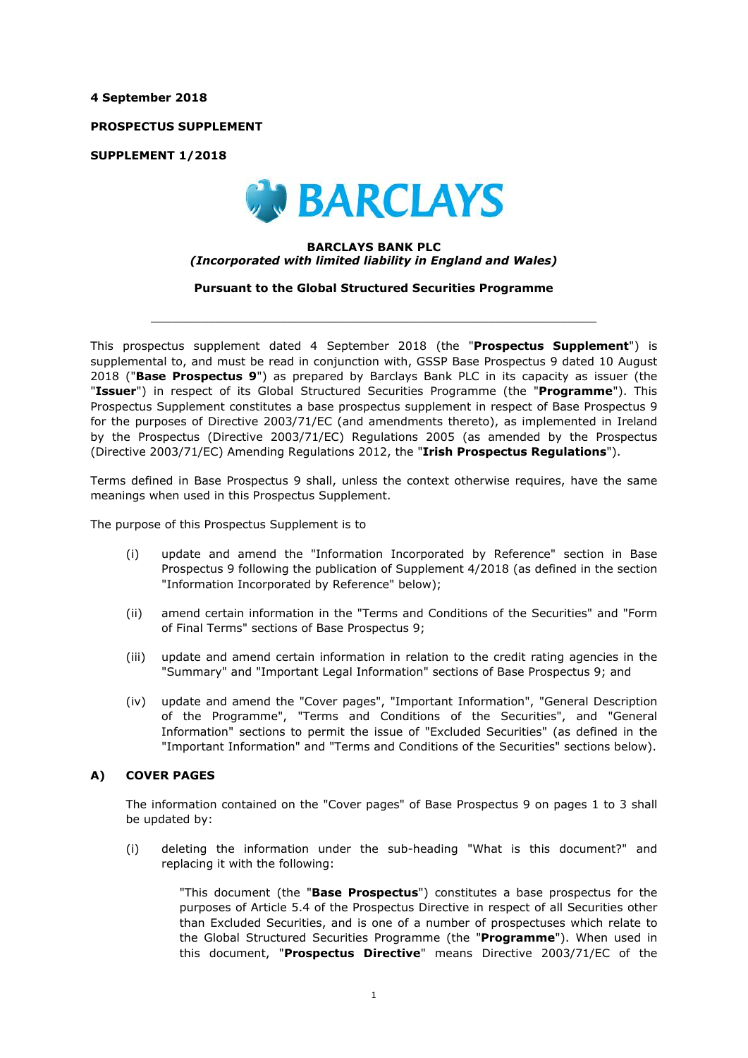**4 September 2018**

**PROSPECTUS SUPPLEMENT**

**SUPPLEMENT 1/2018**

BARCLAYS

**BARCLAYS BANK PLC**
***(Incorporated with limited liability in England and Wales)***

**Pursuant to the Global Structured Securities Programme**

---

This prospectus supplement dated 4 September 2018 (the "**Prospectus Supplement**") is supplemental to, and must be read in conjunction with, GSSP Base Prospectus 9 dated 10 August 2018 ("**Base Prospectus 9**") as prepared by Barclays Bank PLC in its capacity as issuer (the "**Issuer**") in respect of its Global Structured Securities Programme (the "**Programme**"). This Prospectus Supplement constitutes a base prospectus supplement in respect of Base Prospectus 9 for the purposes of Directive 2003/71/EC (and amendments thereto), as implemented in Ireland by the Prospectus (Directive 2003/71/EC) Regulations 2005 (as amended by the Prospectus (Directive 2003/71/EC) Amending Regulations 2012, the "**Irish Prospectus Regulations**").

Terms defined in Base Prospectus 9 shall, unless the context otherwise requires, have the same meanings when used in this Prospectus Supplement.

The purpose of this Prospectus Supplement is to

(i) update and amend the "Information Incorporated by Reference" section in Base Prospectus 9 following the publication of Supplement 4/2018 (as defined in the section "Information Incorporated by Reference" below);

(ii) amend certain information in the "Terms and Conditions of the Securities" and "Form of Final Terms" sections of Base Prospectus 9;

(iii) update and amend certain information in relation to the credit rating agencies in the "Summary" and "Important Legal Information" sections of Base Prospectus 9; and

(iv) update and amend the "Cover pages", "Important Information", "General Description of the Programme", "Terms and Conditions of the Securities", and "General Information" sections to permit the issue of "Excluded Securities" (as defined in the "Important Information" and "Terms and Conditions of the Securities" sections below).

## A) COVER PAGES

The information contained on the "Cover pages" of Base Prospectus 9 on pages 1 to 3 shall be updated by:

(i) deleting the information under the sub-heading "What is this document?" and replacing it with the following:

> "This document (the "**Base Prospectus**") constitutes a base prospectus for the purposes of Article 5.4 of the Prospectus Directive in respect of all Securities other than Excluded Securities, and is one of a number of prospectuses which relate to the Global Structured Securities Programme (the "**Programme**"). When used in this document, "**Prospectus Directive**" means Directive 2003/71/EC of the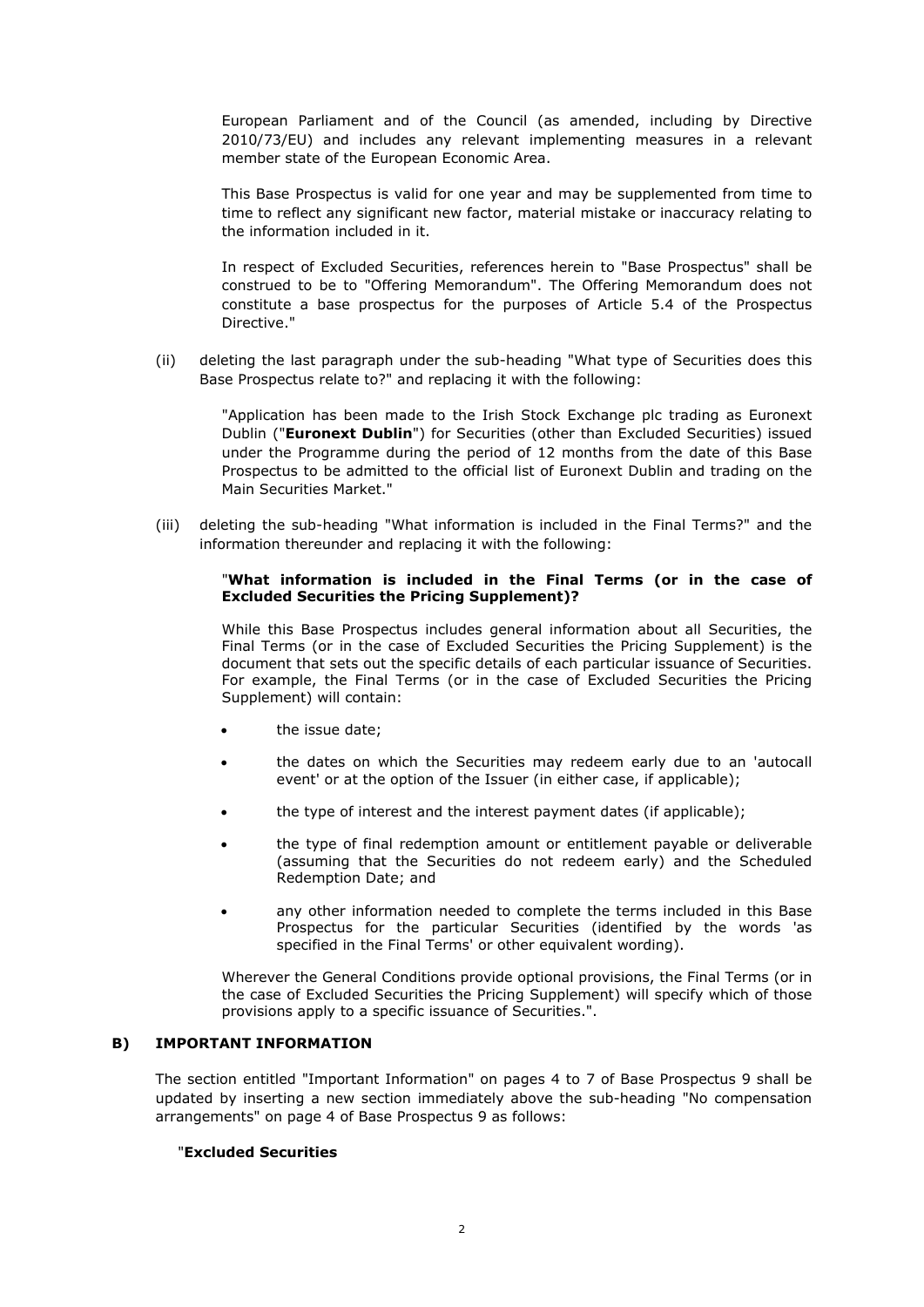European Parliament and of the Council (as amended, including by Directive 2010/73/EU) and includes any relevant implementing measures in a relevant member state of the European Economic Area.

This Base Prospectus is valid for one year and may be supplemented from time to time to reflect any significant new factor, material mistake or inaccuracy relating to the information included in it.

In respect of Excluded Securities, references herein to "Base Prospectus" shall be construed to be to "Offering Memorandum". The Offering Memorandum does not constitute a base prospectus for the purposes of Article 5.4 of the Prospectus Directive."

(ii) deleting the last paragraph under the sub-heading "What type of Securities does this Base Prospectus relate to?" and replacing it with the following:

"Application has been made to the Irish Stock Exchange plc trading as Euronext Dublin ("**Euronext Dublin**") for Securities (other than Excluded Securities) issued under the Programme during the period of 12 months from the date of this Base Prospectus to be admitted to the official list of Euronext Dublin and trading on the Main Securities Market."

(iii) deleting the sub-heading "What information is included in the Final Terms?" and the information thereunder and replacing it with the following:

"**What information is included in the Final Terms (or in the case of Excluded Securities the Pricing Supplement)?**

While this Base Prospectus includes general information about all Securities, the Final Terms (or in the case of Excluded Securities the Pricing Supplement) is the document that sets out the specific details of each particular issuance of Securities. For example, the Final Terms (or in the case of Excluded Securities the Pricing Supplement) will contain:

- the issue date;
- the dates on which the Securities may redeem early due to an 'autocall event' or at the option of the Issuer (in either case, if applicable);
- the type of interest and the interest payment dates (if applicable);
- the type of final redemption amount or entitlement payable or deliverable (assuming that the Securities do not redeem early) and the Scheduled Redemption Date; and
- any other information needed to complete the terms included in this Base Prospectus for the particular Securities (identified by the words 'as specified in the Final Terms' or other equivalent wording).

Wherever the General Conditions provide optional provisions, the Final Terms (or in the case of Excluded Securities the Pricing Supplement) will specify which of those provisions apply to a specific issuance of Securities.".

## B) IMPORTANT INFORMATION

The section entitled "Important Information" on pages 4 to 7 of Base Prospectus 9 shall be updated by inserting a new section immediately above the sub-heading "No compensation arrangements" on page 4 of Base Prospectus 9 as follows:

"**Excluded Securities**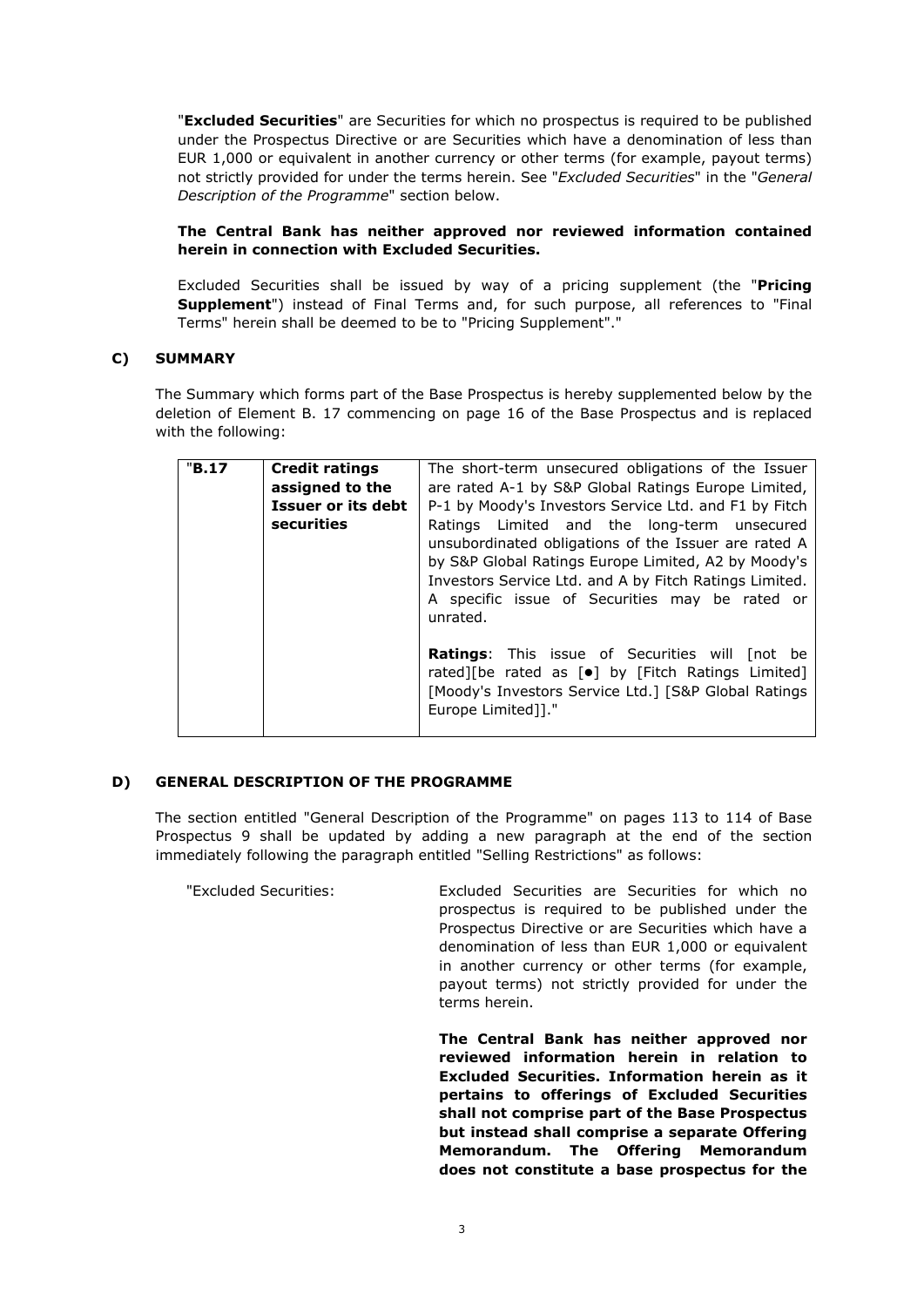"**Excluded Securities**" are Securities for which no prospectus is required to be published under the Prospectus Directive or are Securities which have a denomination of less than EUR 1,000 or equivalent in another currency or other terms (for example, payout terms) not strictly provided for under the terms herein. See "*Excluded Securities*" in the "*General Description of the Programme*" section below.

**The Central Bank has neither approved nor reviewed information contained herein in connection with Excluded Securities.**

Excluded Securities shall be issued by way of a pricing supplement (the "**Pricing Supplement**") instead of Final Terms and, for such purpose, all references to "Final Terms" herein shall be deemed to be to "Pricing Supplement"."

## C) SUMMARY

The Summary which forms part of the Base Prospectus is hereby supplemented below by the deletion of Element B. 17 commencing on page 16 of the Base Prospectus and is replaced with the following:

| "**B.17** | **Credit ratings assigned to the Issuer or its debt securities** | The short-term unsecured obligations of the Issuer are rated A-1 by S&P Global Ratings Europe Limited, P-1 by Moody's Investors Service Ltd. and F1 by Fitch Ratings Limited and the long-term unsecured unsubordinated obligations of the Issuer are rated A by S&P Global Ratings Europe Limited, A2 by Moody's Investors Service Ltd. and A by Fitch Ratings Limited. A specific issue of Securities may be rated or unrated.<br><br>**Ratings**: This issue of Securities will [not be rated][be rated as [•] by [Fitch Ratings Limited] [Moody's Investors Service Ltd.] [S&P Global Ratings Europe Limited]]." |
|---|---|---|

## D) GENERAL DESCRIPTION OF THE PROGRAMME

The section entitled "General Description of the Programme" on pages 113 to 114 of Base Prospectus 9 shall be updated by adding a new paragraph at the end of the section immediately following the paragraph entitled "Selling Restrictions" as follows:

"Excluded Securities: Excluded Securities are Securities for which no prospectus is required to be published under the Prospectus Directive or are Securities which have a denomination of less than EUR 1,000 or equivalent in another currency or other terms (for example, payout terms) not strictly provided for under the terms herein.

**The Central Bank has neither approved nor reviewed information herein in relation to Excluded Securities. Information herein as it pertains to offerings of Excluded Securities shall not comprise part of the Base Prospectus but instead shall comprise a separate Offering Memorandum. The Offering Memorandum does not constitute a base prospectus for the**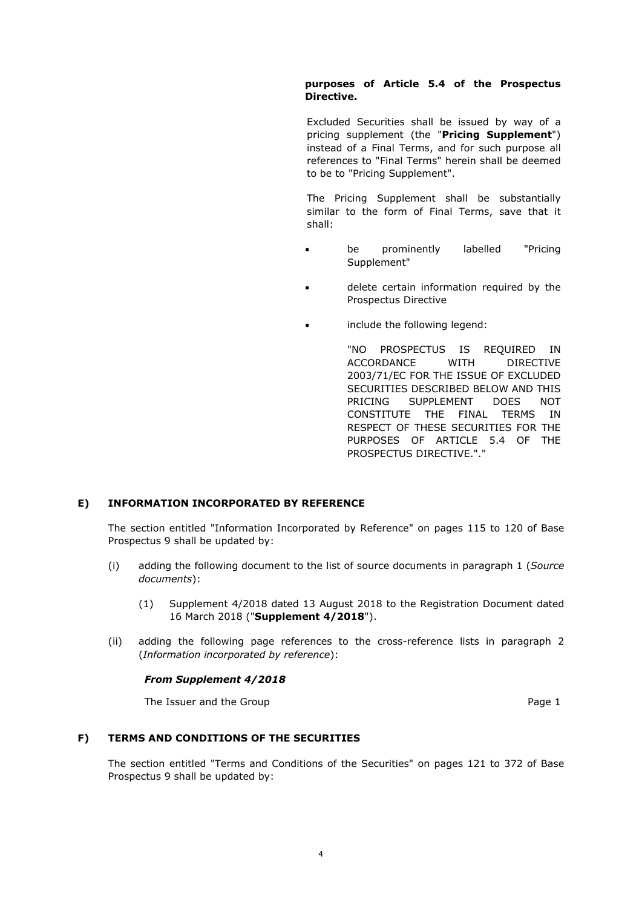**purposes of Article 5.4 of the Prospectus Directive.**

Excluded Securities shall be issued by way of a pricing supplement (the "**Pricing Supplement**") instead of a Final Terms, and for such purpose all references to "Final Terms" herein shall be deemed to be to "Pricing Supplement".

The Pricing Supplement shall be substantially similar to the form of Final Terms, save that it shall:

- be prominently labelled "Pricing Supplement"
- delete certain information required by the Prospectus Directive
- include the following legend:

  "NO PROSPECTUS IS REQUIRED IN ACCORDANCE WITH DIRECTIVE 2003/71/EC FOR THE ISSUE OF EXCLUDED SECURITIES DESCRIBED BELOW AND THIS PRICING SUPPLEMENT DOES NOT CONSTITUTE THE FINAL TERMS IN RESPECT OF THESE SECURITIES FOR THE PURPOSES OF ARTICLE 5.4 OF THE PROSPECTUS DIRECTIVE."."

## E) INFORMATION INCORPORATED BY REFERENCE

The section entitled "Information Incorporated by Reference" on pages 115 to 120 of Base Prospectus 9 shall be updated by:

(i) adding the following document to the list of source documents in paragraph 1 (*Source documents*):

  (1) Supplement 4/2018 dated 13 August 2018 to the Registration Document dated 16 March 2018 ("**Supplement 4/2018**").

(ii) adding the following page references to the cross-reference lists in paragraph 2 (*Information incorporated by reference*):

***From Supplement 4/2018***

| | |
|---|---|
| The Issuer and the Group | Page 1 |

## F) TERMS AND CONDITIONS OF THE SECURITIES

The section entitled "Terms and Conditions of the Securities" on pages 121 to 372 of Base Prospectus 9 shall be updated by: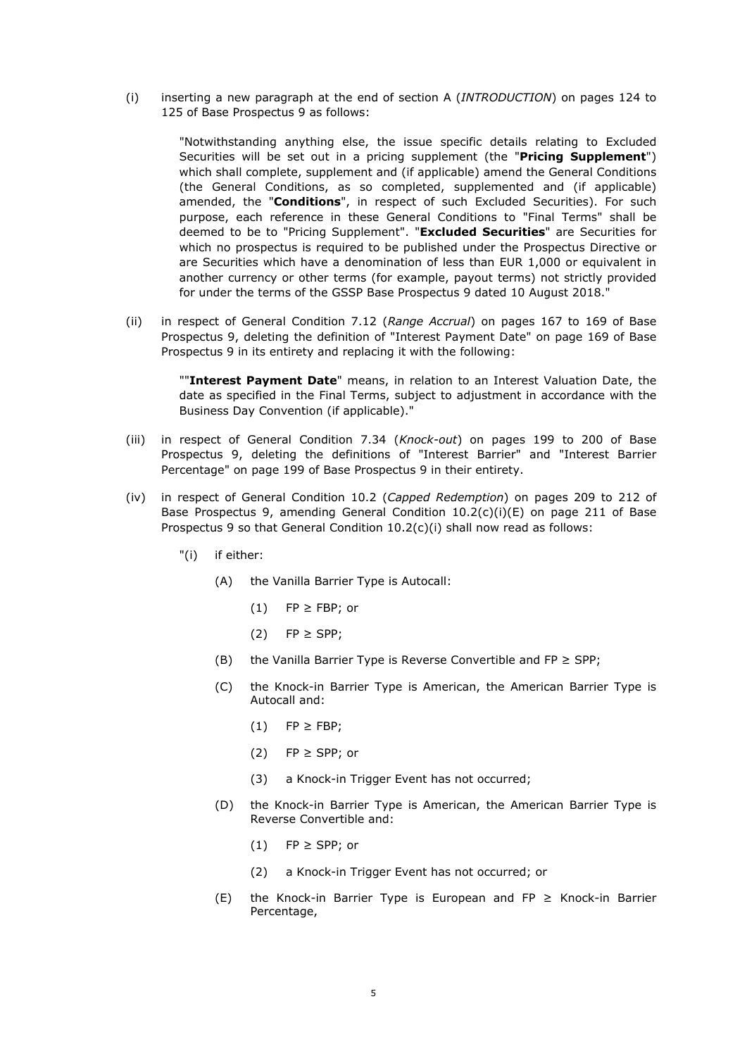(i) inserting a new paragraph at the end of section A (*INTRODUCTION*) on pages 124 to 125 of Base Prospectus 9 as follows:

> "Notwithstanding anything else, the issue specific details relating to Excluded Securities will be set out in a pricing supplement (the "**Pricing Supplement**") which shall complete, supplement and (if applicable) amend the General Conditions (the General Conditions, as so completed, supplemented and (if applicable) amended, the "**Conditions**", in respect of such Excluded Securities). For such purpose, each reference in these General Conditions to "Final Terms" shall be deemed to be to "Pricing Supplement". "**Excluded Securities**" are Securities for which no prospectus is required to be published under the Prospectus Directive or are Securities which have a denomination of less than EUR 1,000 or equivalent in another currency or other terms (for example, payout terms) not strictly provided for under the terms of the GSSP Base Prospectus 9 dated 10 August 2018."

(ii) in respect of General Condition 7.12 (*Range Accrual*) on pages 167 to 169 of Base Prospectus 9, deleting the definition of "Interest Payment Date" on page 169 of Base Prospectus 9 in its entirety and replacing it with the following:

> ""**Interest Payment Date**" means, in relation to an Interest Valuation Date, the date as specified in the Final Terms, subject to adjustment in accordance with the Business Day Convention (if applicable)."

(iii) in respect of General Condition 7.34 (*Knock-out*) on pages 199 to 200 of Base Prospectus 9, deleting the definitions of "Interest Barrier" and "Interest Barrier Percentage" on page 199 of Base Prospectus 9 in their entirety.

(iv) in respect of General Condition 10.2 (*Capped Redemption*) on pages 209 to 212 of Base Prospectus 9, amending General Condition 10.2(c)(i)(E) on page 211 of Base Prospectus 9 so that General Condition 10.2(c)(i) shall now read as follows:

"(i) if either:

(A) the Vanilla Barrier Type is Autocall:

(1) FP ≥ FBP; or

(2) FP ≥ SPP;

(B) the Vanilla Barrier Type is Reverse Convertible and FP ≥ SPP;

(C) the Knock-in Barrier Type is American, the American Barrier Type is Autocall and:

(1) FP ≥ FBP;

(2) FP ≥ SPP; or

(3) a Knock-in Trigger Event has not occurred;

(D) the Knock-in Barrier Type is American, the American Barrier Type is Reverse Convertible and:

(1) FP ≥ SPP; or

(2) a Knock-in Trigger Event has not occurred; or

(E) the Knock-in Barrier Type is European and FP ≥ Knock-in Barrier Percentage,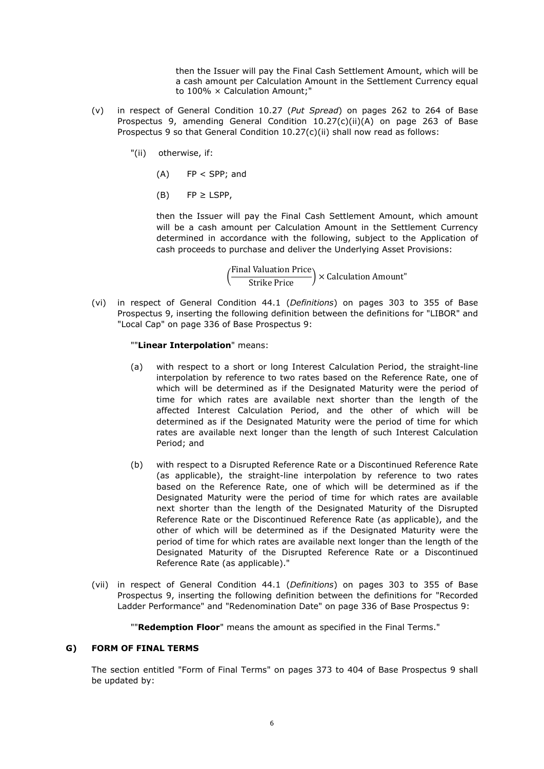then the Issuer will pay the Final Cash Settlement Amount, which will be a cash amount per Calculation Amount in the Settlement Currency equal to 100% × Calculation Amount;"

(v) in respect of General Condition 10.27 (*Put Spread*) on pages 262 to 264 of Base Prospectus 9, amending General Condition 10.27(c)(ii)(A) on page 263 of Base Prospectus 9 so that General Condition 10.27(c)(ii) shall now read as follows:

"(ii) otherwise, if:

(A) FP < SPP; and

(B) FP ≥ LSPP,

then the Issuer will pay the Final Cash Settlement Amount, which amount will be a cash amount per Calculation Amount in the Settlement Currency determined in accordance with the following, subject to the Application of cash proceeds to purchase and deliver the Underlying Asset Provisions:

$$\left(\frac{\text{Final Valuation Price}}{\text{Strike Price}}\right) \times \text{Calculation Amount"}$$

(vi) in respect of General Condition 44.1 (*Definitions*) on pages 303 to 355 of Base Prospectus 9, inserting the following definition between the definitions for "LIBOR" and "Local Cap" on page 336 of Base Prospectus 9:

""**Linear Interpolation**" means:

(a) with respect to a short or long Interest Calculation Period, the straight-line interpolation by reference to two rates based on the Reference Rate, one of which will be determined as if the Designated Maturity were the period of time for which rates are available next shorter than the length of the affected Interest Calculation Period, and the other of which will be determined as if the Designated Maturity were the period of time for which rates are available next longer than the length of such Interest Calculation Period; and

(b) with respect to a Disrupted Reference Rate or a Discontinued Reference Rate (as applicable), the straight-line interpolation by reference to two rates based on the Reference Rate, one of which will be determined as if the Designated Maturity were the period of time for which rates are available next shorter than the length of the Designated Maturity of the Disrupted Reference Rate or the Discontinued Reference Rate (as applicable), and the other of which will be determined as if the Designated Maturity were the period of time for which rates are available next longer than the length of the Designated Maturity of the Disrupted Reference Rate or a Discontinued Reference Rate (as applicable)."

(vii) in respect of General Condition 44.1 (*Definitions*) on pages 303 to 355 of Base Prospectus 9, inserting the following definition between the definitions for "Recorded Ladder Performance" and "Redenomination Date" on page 336 of Base Prospectus 9:

""**Redemption Floor**" means the amount as specified in the Final Terms."

## G) FORM OF FINAL TERMS

The section entitled "Form of Final Terms" on pages 373 to 404 of Base Prospectus 9 shall be updated by: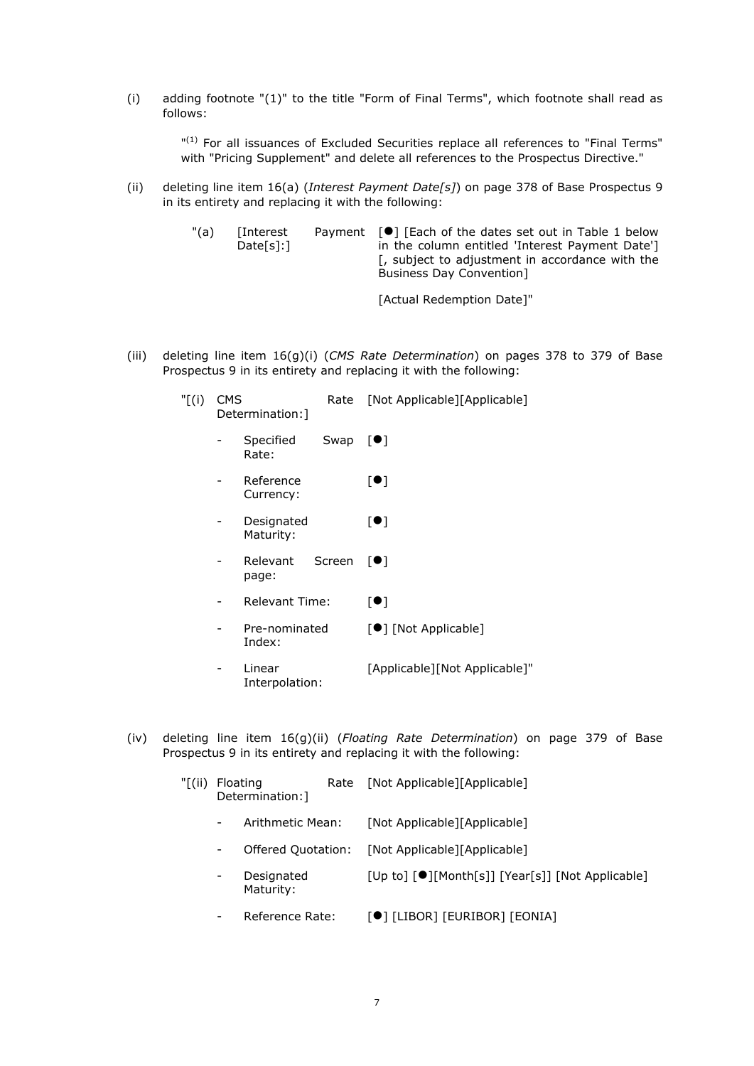(i) adding footnote "(1)" to the title "Form of Final Terms", which footnote shall read as follows:

> "(1) For all issuances of Excluded Securities replace all references to "Final Terms" with "Pricing Supplement" and delete all references to the Prospectus Directive."

(ii) deleting line item 16(a) (*Interest Payment Date[s]*) on page 378 of Base Prospectus 9 in its entirety and replacing it with the following:

| | | |
|---|---|---|
| "(a) | [Interest Payment Date[s]:] | [●] [Each of the dates set out in Table 1 below in the column entitled 'Interest Payment Date'] [, subject to adjustment in accordance with the Business Day Convention]<br><br>[Actual Redemption Date]" |

(iii) deleting line item 16(g)(i) (*CMS Rate Determination*) on pages 378 to 379 of Base Prospectus 9 in its entirety and replacing it with the following:

| | | |
|---|---|---|
| "[(i) | CMS Rate Determination:] | [Not Applicable][Applicable] |
| | - Specified Swap Rate: | [●] |
| | - Reference Currency: | [●] |
| | - Designated Maturity: | [●] |
| | - Relevant Screen page: | [●] |
| | - Relevant Time: | [●] |
| | - Pre-nominated Index: | [●] [Not Applicable] |
| | - Linear Interpolation: | [Applicable][Not Applicable]" |

(iv) deleting line item 16(g)(ii) (*Floating Rate Determination*) on page 379 of Base Prospectus 9 in its entirety and replacing it with the following:

| | | |
|---|---|---|
| "[(ii) | Floating Rate Determination:] | [Not Applicable][Applicable] |
| | - Arithmetic Mean: | [Not Applicable][Applicable] |
| | - Offered Quotation: | [Not Applicable][Applicable] |
| | - Designated Maturity: | [Up to] [●][Month[s]] [Year[s]] [Not Applicable] |
| | - Reference Rate: | [●] [LIBOR] [EURIBOR] [EONIA] |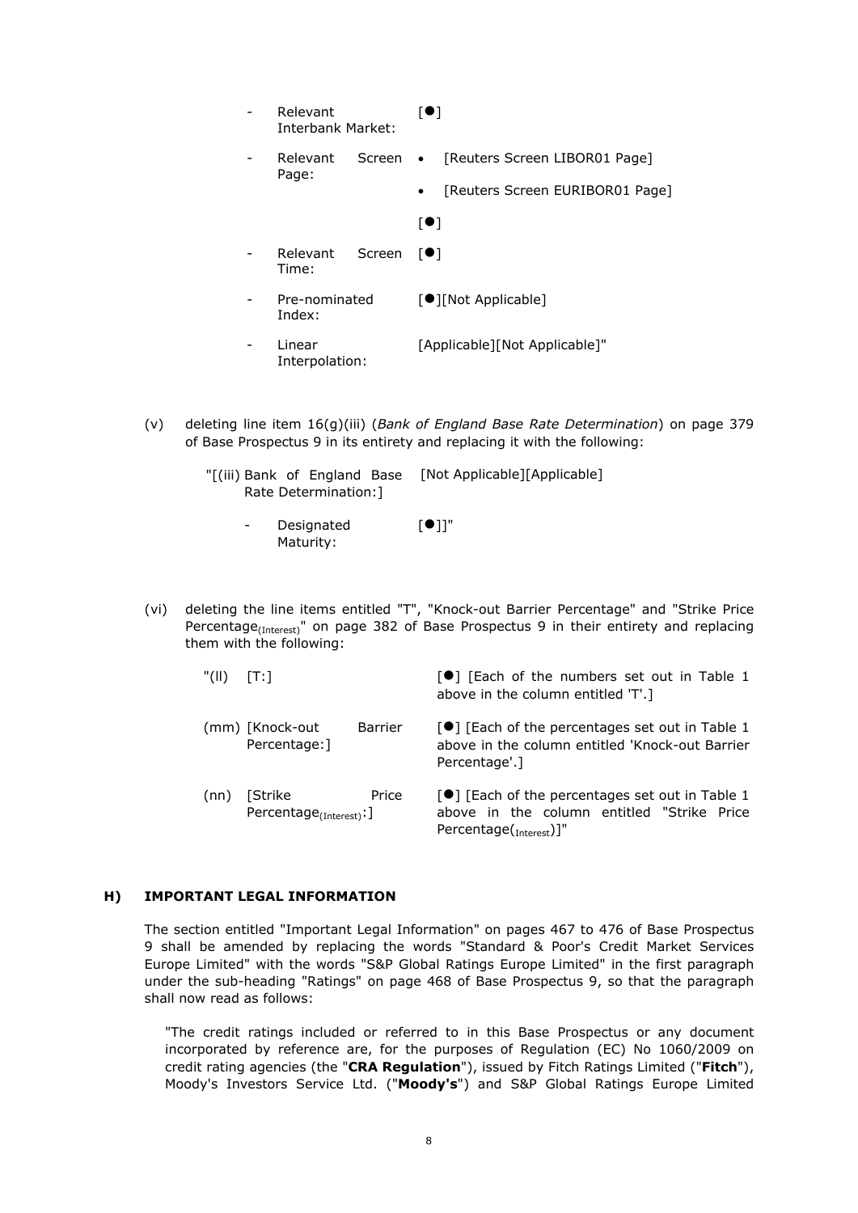| | | |
|---|---|---|
| - | Relevant Interbank Market: | [●] |
| - | Relevant Screen Page: | • [Reuters Screen LIBOR01 Page]<br>• [Reuters Screen EURIBOR01 Page]<br>[●] |
| - | Relevant Screen Time: | [●] |
| - | Pre-nominated Index: | [●][Not Applicable] |
| - | Linear Interpolation: | [Applicable][Not Applicable]" |

(v) deleting line item 16(g)(iii) (*Bank of England Base Rate Determination*) on page 379 of Base Prospectus 9 in its entirety and replacing it with the following:

| | |
|---|---|
| "[(iii) Bank of England Base Rate Determination:] | [Not Applicable][Applicable] |
| - Designated Maturity: | [●]]" |

(vi) deleting the line items entitled "T", "Knock-out Barrier Percentage" and "Strike Price Percentage$_{(Interest)}$" on page 382 of Base Prospectus 9 in their entirety and replacing them with the following:

| | | |
|---|---|---|
| "(ll) | [T:] | [●] [Each of the numbers set out in Table 1 above in the column entitled 'T'.] |
| (mm) | [Knock-out Barrier Percentage:] | [●] [Each of the percentages set out in Table 1 above in the column entitled 'Knock-out Barrier Percentage'.] |
| (nn) | [Strike Price Percentage$_{(Interest)}$:] | [●] [Each of the percentages set out in Table 1 above in the column entitled "Strike Price Percentage($_{Interest}$)]" |

## H) IMPORTANT LEGAL INFORMATION

The section entitled "Important Legal Information" on pages 467 to 476 of Base Prospectus 9 shall be amended by replacing the words "Standard & Poor's Credit Market Services Europe Limited" with the words "S&P Global Ratings Europe Limited" in the first paragraph under the sub-heading "Ratings" on page 468 of Base Prospectus 9, so that the paragraph shall now read as follows:

"The credit ratings included or referred to in this Base Prospectus or any document incorporated by reference are, for the purposes of Regulation (EC) No 1060/2009 on credit rating agencies (the "**CRA Regulation**"), issued by Fitch Ratings Limited ("**Fitch**"), Moody's Investors Service Ltd. ("**Moody's**") and S&P Global Ratings Europe Limited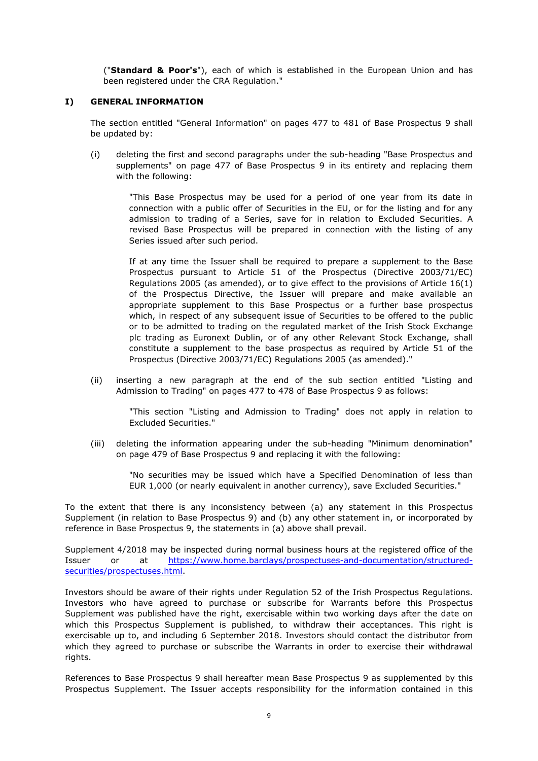("**Standard & Poor's**"), each of which is established in the European Union and has been registered under the CRA Regulation."

## I) GENERAL INFORMATION

The section entitled "General Information" on pages 477 to 481 of Base Prospectus 9 shall be updated by:

(i) deleting the first and second paragraphs under the sub-heading "Base Prospectus and supplements" on page 477 of Base Prospectus 9 in its entirety and replacing them with the following:

> "This Base Prospectus may be used for a period of one year from its date in connection with a public offer of Securities in the EU, or for the listing and for any admission to trading of a Series, save for in relation to Excluded Securities. A revised Base Prospectus will be prepared in connection with the listing of any Series issued after such period.
>
> If at any time the Issuer shall be required to prepare a supplement to the Base Prospectus pursuant to Article 51 of the Prospectus (Directive 2003/71/EC) Regulations 2005 (as amended), or to give effect to the provisions of Article 16(1) of the Prospectus Directive, the Issuer will prepare and make available an appropriate supplement to this Base Prospectus or a further base prospectus which, in respect of any subsequent issue of Securities to be offered to the public or to be admitted to trading on the regulated market of the Irish Stock Exchange plc trading as Euronext Dublin, or of any other Relevant Stock Exchange, shall constitute a supplement to the base prospectus as required by Article 51 of the Prospectus (Directive 2003/71/EC) Regulations 2005 (as amended)."

(ii) inserting a new paragraph at the end of the sub section entitled "Listing and Admission to Trading" on pages 477 to 478 of Base Prospectus 9 as follows:

> "This section "Listing and Admission to Trading" does not apply in relation to Excluded Securities."

(iii) deleting the information appearing under the sub-heading "Minimum denomination" on page 479 of Base Prospectus 9 and replacing it with the following:

> "No securities may be issued which have a Specified Denomination of less than EUR 1,000 (or nearly equivalent in another currency), save Excluded Securities."

To the extent that there is any inconsistency between (a) any statement in this Prospectus Supplement (in relation to Base Prospectus 9) and (b) any other statement in, or incorporated by reference in Base Prospectus 9, the statements in (a) above shall prevail.

Supplement 4/2018 may be inspected during normal business hours at the registered office of the Issuer or at https://www.home.barclays/prospectuses-and-documentation/structured-securities/prospectuses.html.

Investors should be aware of their rights under Regulation 52 of the Irish Prospectus Regulations. Investors who have agreed to purchase or subscribe for Warrants before this Prospectus Supplement was published have the right, exercisable within two working days after the date on which this Prospectus Supplement is published, to withdraw their acceptances. This right is exercisable up to, and including 6 September 2018. Investors should contact the distributor from which they agreed to purchase or subscribe the Warrants in order to exercise their withdrawal rights.

References to Base Prospectus 9 shall hereafter mean Base Prospectus 9 as supplemented by this Prospectus Supplement. The Issuer accepts responsibility for the information contained in this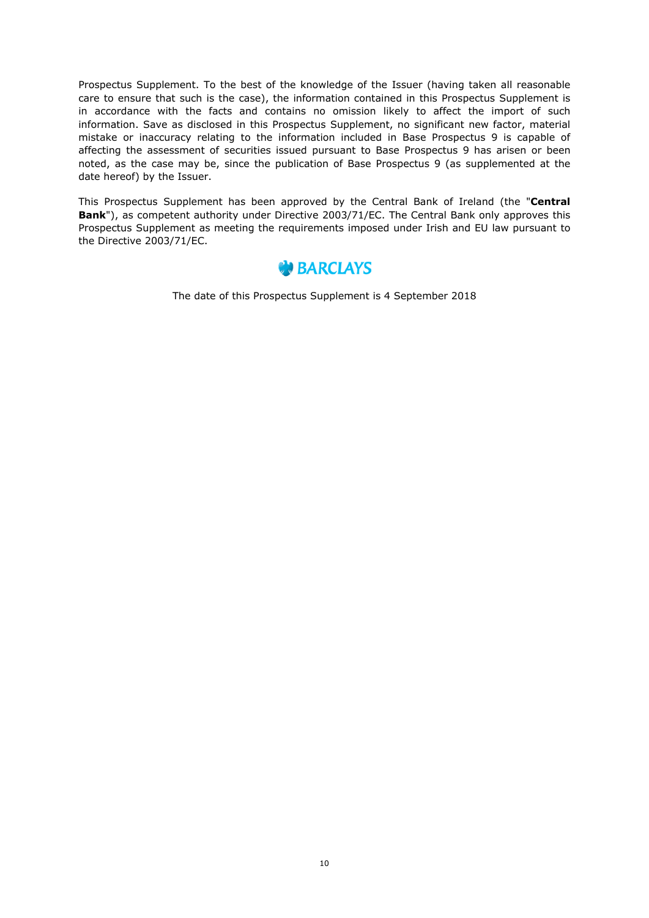Prospectus Supplement. To the best of the knowledge of the Issuer (having taken all reasonable care to ensure that such is the case), the information contained in this Prospectus Supplement is in accordance with the facts and contains no omission likely to affect the import of such information. Save as disclosed in this Prospectus Supplement, no significant new factor, material mistake or inaccuracy relating to the information included in Base Prospectus 9 is capable of affecting the assessment of securities issued pursuant to Base Prospectus 9 has arisen or been noted, as the case may be, since the publication of Base Prospectus 9 (as supplemented at the date hereof) by the Issuer.

This Prospectus Supplement has been approved by the Central Bank of Ireland (the "**Central Bank**"), as competent authority under Directive 2003/71/EC. The Central Bank only approves this Prospectus Supplement as meeting the requirements imposed under Irish and EU law pursuant to the Directive 2003/71/EC.

BARCLAYS

The date of this Prospectus Supplement is 4 September 2018